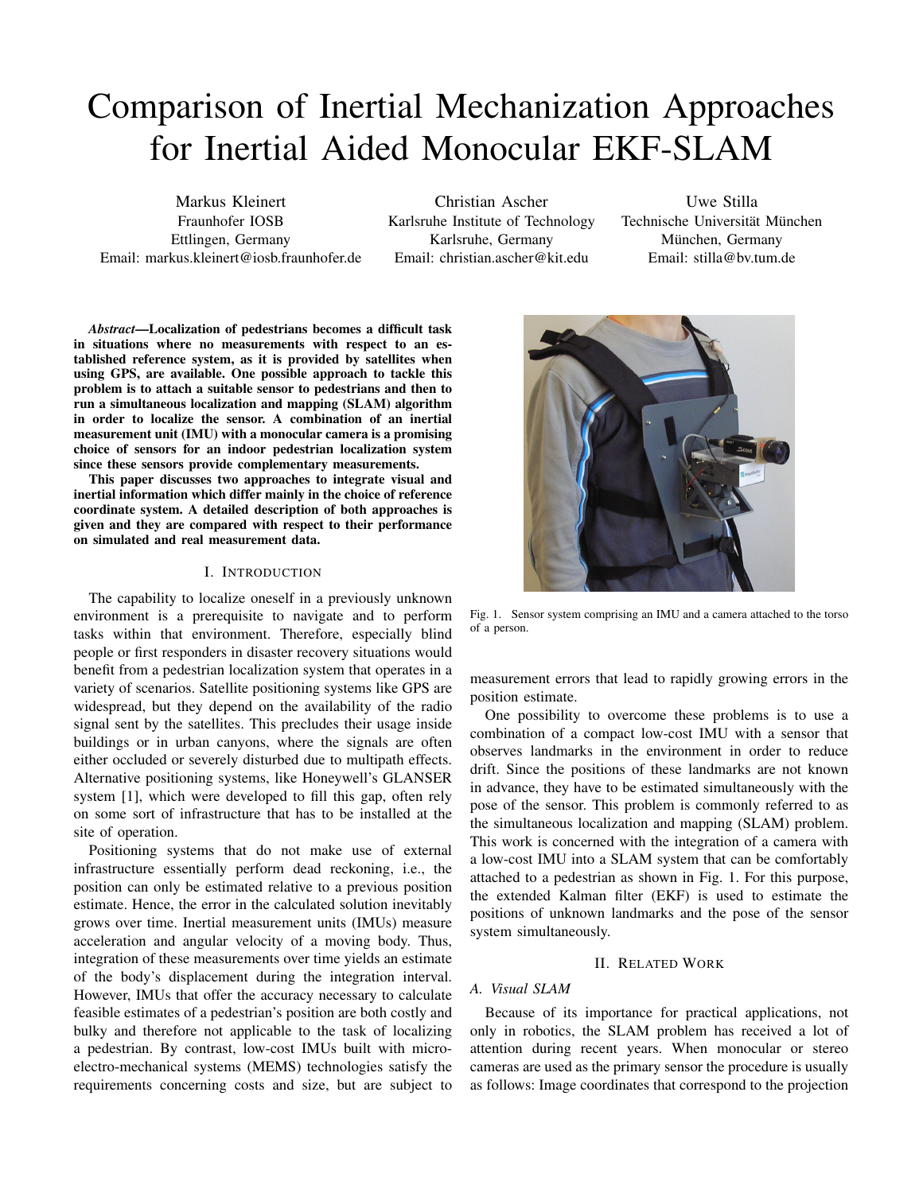# Comparison of Inertial Mechanization Approaches for Inertial Aided Monocular EKF-SLAM

Markus Kleinert
Fraunhofer IOSB
Ettlingen, Germany
Email: markus.kleinert@iosb.fraunhofer.de

Christian Ascher
Karlsruhe Institute of Technology
Karlsruhe, Germany
Email: christian.ascher@kit.edu

Uwe Stilla
Technische Universität München
München, Germany
Email: stilla@bv.tum.de

***Abstract*—Localization of pedestrians becomes a difficult task in situations where no measurements with respect to an established reference system, as it is provided by satellites when using GPS, are available. One possible approach to tackle this problem is to attach a suitable sensor to pedestrians and then to run a simultaneous localization and mapping (SLAM) algorithm in order to localize the sensor. A combination of an inertial measurement unit (IMU) with a monocular camera is a promising choice of sensors for an indoor pedestrian localization system since these sensors provide complementary measurements.**

**This paper discusses two approaches to integrate visual and inertial information which differ mainly in the choice of reference coordinate system. A detailed description of both approaches is given and they are compared with respect to their performance on simulated and real measurement data.**

## I. Introduction

The capability to localize oneself in a previously unknown environment is a prerequisite to navigate and to perform tasks within that environment. Therefore, especially blind people or first responders in disaster recovery situations would benefit from a pedestrian localization system that operates in a variety of scenarios. Satellite positioning systems like GPS are widespread, but they depend on the availability of the radio signal sent by the satellites. This precludes their usage inside buildings or in urban canyons, where the signals are often either occluded or severely disturbed due to multipath effects. Alternative positioning systems, like Honeywell's GLANSER system [1], which were developed to fill this gap, often rely on some sort of infrastructure that has to be installed at the site of operation.

Positioning systems that do not make use of external infrastructure essentially perform dead reckoning, i.e., the position can only be estimated relative to a previous position estimate. Hence, the error in the calculated solution inevitably grows over time. Inertial measurement units (IMUs) measure acceleration and angular velocity of a moving body. Thus, integration of these measurements over time yields an estimate of the body's displacement during the integration interval. However, IMUs that offer the accuracy necessary to calculate feasible estimates of a pedestrian's position are both costly and bulky and therefore not applicable to the task of localizing a pedestrian. By contrast, low-cost IMUs built with micro-electro-mechanical systems (MEMS) technologies satisfy the requirements concerning costs and size, but are subject to measurement errors that lead to rapidly growing errors in the position estimate.

Fig. 1. Sensor system comprising an IMU and a camera attached to the torso of a person.

One possibility to overcome these problems is to use a combination of a compact low-cost IMU with a sensor that observes landmarks in the environment in order to reduce drift. Since the positions of these landmarks are not known in advance, they have to be estimated simultaneously with the pose of the sensor. This problem is commonly referred to as the simultaneous localization and mapping (SLAM) problem. This work is concerned with the integration of a camera with a low-cost IMU into a SLAM system that can be comfortably attached to a pedestrian as shown in Fig. 1. For this purpose, the extended Kalman filter (EKF) is used to estimate the positions of unknown landmarks and the pose of the sensor system simultaneously.

## II. Related Work

### A. Visual SLAM

Because of its importance for practical applications, not only in robotics, the SLAM problem has received a lot of attention during recent years. When monocular or stereo cameras are used as the primary sensor the procedure is usually as follows: Image coordinates that correspond to the projection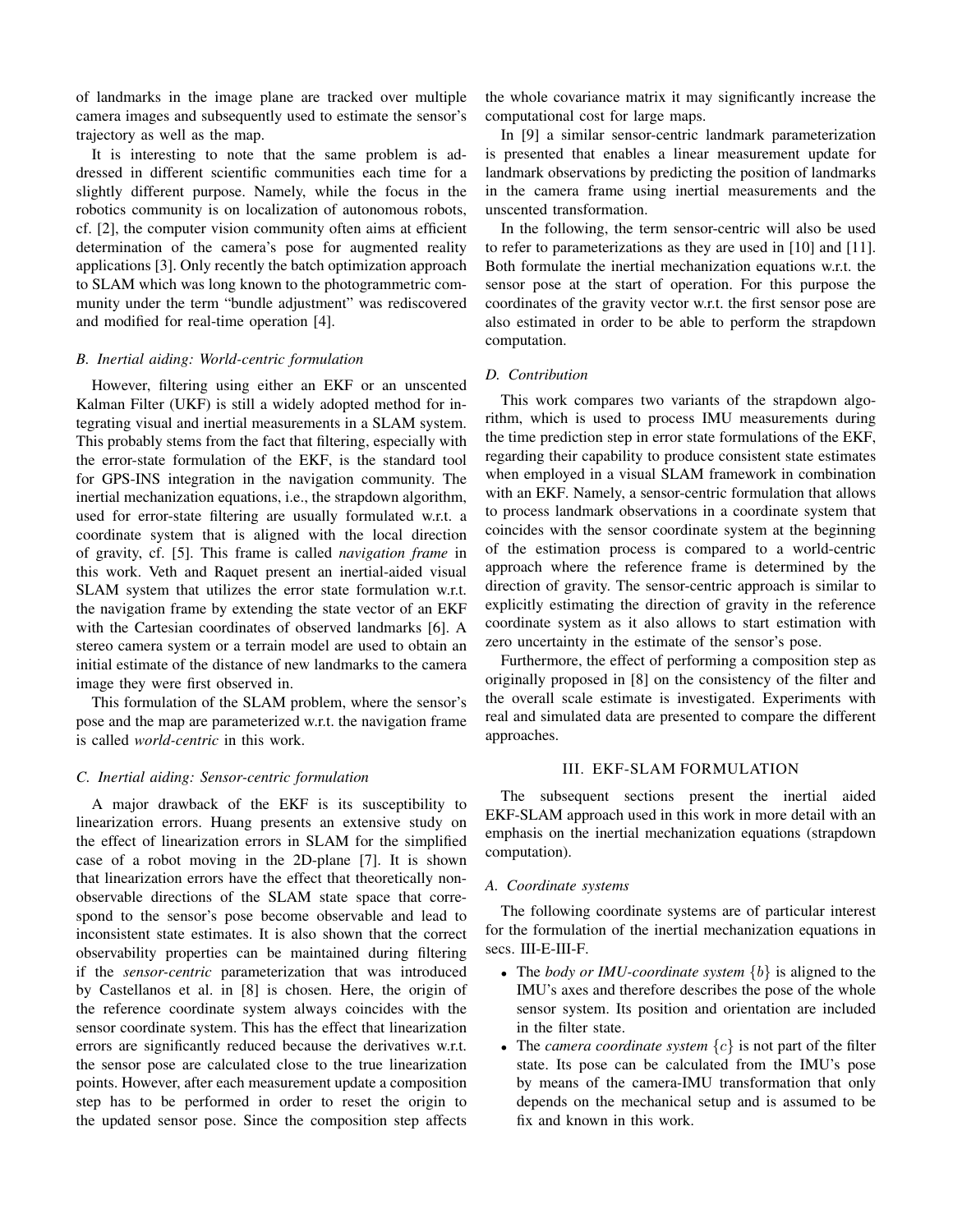of landmarks in the image plane are tracked over multiple camera images and subsequently used to estimate the sensor's trajectory as well as the map.

It is interesting to note that the same problem is addressed in different scientific communities each time for a slightly different purpose. Namely, while the focus in the robotics community is on localization of autonomous robots, cf. [2], the computer vision community often aims at efficient determination of the camera's pose for augmented reality applications [3]. Only recently the batch optimization approach to SLAM which was long known to the photogrammetric community under the term "bundle adjustment" was rediscovered and modified for real-time operation [4].

### *B. Inertial aiding: World-centric formulation*

However, filtering using either an EKF or an unscented Kalman Filter (UKF) is still a widely adopted method for integrating visual and inertial measurements in a SLAM system. This probably stems from the fact that filtering, especially with the error-state formulation of the EKF, is the standard tool for GPS-INS integration in the navigation community. The inertial mechanization equations, i.e., the strapdown algorithm, used for error-state filtering are usually formulated w.r.t. a coordinate system that is aligned with the local direction of gravity, cf. [5]. This frame is called *navigation frame* in this work. Veth and Raquet present an inertial-aided visual SLAM system that utilizes the error state formulation w.r.t. the navigation frame by extending the state vector of an EKF with the Cartesian coordinates of observed landmarks [6]. A stereo camera system or a terrain model are used to obtain an initial estimate of the distance of new landmarks to the camera image they were first observed in.

This formulation of the SLAM problem, where the sensor's pose and the map are parameterized w.r.t. the navigation frame is called *world-centric* in this work.

### *C. Inertial aiding: Sensor-centric formulation*

A major drawback of the EKF is its susceptibility to linearization errors. Huang presents an extensive study on the effect of linearization errors in SLAM for the simplified case of a robot moving in the 2D-plane [7]. It is shown that linearization errors have the effect that theoretically non-observable directions of the SLAM state space that correspond to the sensor's pose become observable and lead to inconsistent state estimates. It is also shown that the correct observability properties can be maintained during filtering if the *sensor-centric* parameterization that was introduced by Castellanos et al. in [8] is chosen. Here, the origin of the reference coordinate system always coincides with the sensor coordinate system. This has the effect that linearization errors are significantly reduced because the derivatives w.r.t. the sensor pose are calculated close to the true linearization points. However, after each measurement update a composition step has to be performed in order to reset the origin to the updated sensor pose. Since the composition step affects the whole covariance matrix it may significantly increase the computational cost for large maps.

In [9] a similar sensor-centric landmark parameterization is presented that enables a linear measurement update for landmark observations by predicting the position of landmarks in the camera frame using inertial measurements and the unscented transformation.

In the following, the term sensor-centric will also be used to refer to parameterizations as they are used in [10] and [11]. Both formulate the inertial mechanization equations w.r.t. the sensor pose at the start of operation. For this purpose the coordinates of the gravity vector w.r.t. the first sensor pose are also estimated in order to be able to perform the strapdown computation.

### *D. Contribution*

This work compares two variants of the strapdown algorithm, which is used to process IMU measurements during the time prediction step in error state formulations of the EKF, regarding their capability to produce consistent state estimates when employed in a visual SLAM framework in combination with an EKF. Namely, a sensor-centric formulation that allows to process landmark observations in a coordinate system that coincides with the sensor coordinate system at the beginning of the estimation process is compared to a world-centric approach where the reference frame is determined by the direction of gravity. The sensor-centric approach is similar to explicitly estimating the direction of gravity in the reference coordinate system as it also allows to start estimation with zero uncertainty in the estimate of the sensor's pose.

Furthermore, the effect of performing a composition step as originally proposed in [8] on the consistency of the filter and the overall scale estimate is investigated. Experiments with real and simulated data are presented to compare the different approaches.

## III. EKF-SLAM FORMULATION

The subsequent sections present the inertial aided EKF-SLAM approach used in this work in more detail with an emphasis on the inertial mechanization equations (strapdown computation).

### *A. Coordinate systems*

The following coordinate systems are of particular interest for the formulation of the inertial mechanization equations in secs. III-E-III-F.

- The *body or IMU-coordinate system* $\{b\}$ is aligned to the IMU's axes and therefore describes the pose of the whole sensor system. Its position and orientation are included in the filter state.
- The *camera coordinate system* $\{c\}$ is not part of the filter state. Its pose can be calculated from the IMU's pose by means of the camera-IMU transformation that only depends on the mechanical setup and is assumed to be fix and known in this work.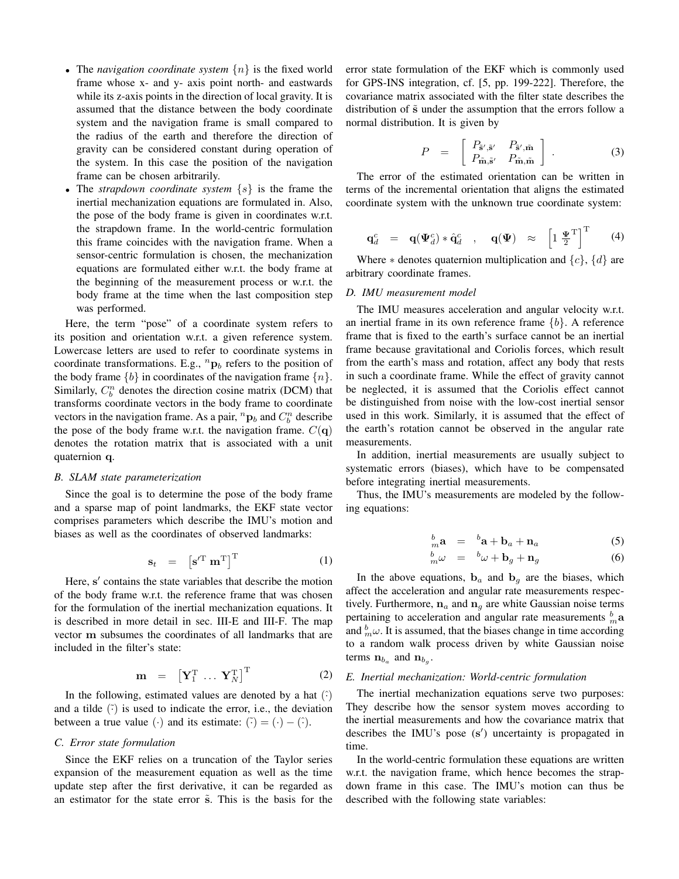- The *navigation coordinate system* $\{n\}$ is the fixed world frame whose x- and y- axis point north- and eastwards while its z-axis points in the direction of local gravity. It is assumed that the distance between the body coordinate system and the navigation frame is small compared to the radius of the earth and therefore the direction of gravity can be considered constant during operation of the system. In this case the position of the navigation frame can be chosen arbitrarily.
- The *strapdown coordinate system* $\{s\}$ is the frame the inertial mechanization equations are formulated in. Also, the pose of the body frame is given in coordinates w.r.t. the strapdown frame. In the world-centric formulation this frame coincides with the navigation frame. When a sensor-centric formulation is chosen, the mechanization equations are formulated either w.r.t. the body frame at the beginning of the measurement process or w.r.t. the body frame at the time when the last composition step was performed.

Here, the term "pose" of a coordinate system refers to its position and orientation w.r.t. a given reference system. Lowercase letters are used to refer to coordinate systems in coordinate transformations. E.g., ${}^{n}\mathbf{p}_b$ refers to the position of the body frame $\{b\}$ in coordinates of the navigation frame $\{n\}$. Similarly, $C_b^n$ denotes the direction cosine matrix (DCM) that transforms coordinate vectors in the body frame to coordinate vectors in the navigation frame. As a pair, ${}^{n}\mathbf{p}_b$ and $C_b^n$ describe the pose of the body frame w.r.t. the navigation frame. $C(\mathbf{q})$ denotes the rotation matrix that is associated with a unit quaternion $\mathbf{q}$.

### B. SLAM state parameterization

Since the goal is to determine the pose of the body frame and a sparse map of point landmarks, the EKF state vector comprises parameters which describe the IMU's motion and biases as well as the coordinates of observed landmarks:

$$\mathbf{s}_t \quad = \quad \left[\mathbf{s}'^{\mathrm{T}} \; \mathbf{m}^{\mathrm{T}}\right]^{\mathrm{T}} \tag{1}$$

Here, $\mathbf{s}'$ contains the state variables that describe the motion of the body frame w.r.t. the reference frame that was chosen for the formulation of the inertial mechanization equations. It is described in more detail in sec. III-E and III-F. The map vector $\mathbf{m}$ subsumes the coordinates of all landmarks that are included in the filter's state:

$$\mathbf{m} \quad = \quad \left[\mathbf{Y}_1^{\mathrm{T}} \; \dots \; \mathbf{Y}_N^{\mathrm{T}}\right]^{\mathrm{T}} \tag{2}$$

In the following, estimated values are denoted by a hat $\hat{(\cdot)}$ and a tilde $\tilde{(\cdot)}$ is used to indicate the error, i.e., the deviation between a true value $(\cdot)$ and its estimate: $\tilde{(\cdot)} = (\cdot) - \hat{(\cdot)}$.

### C. Error state formulation

Since the EKF relies on a truncation of the Taylor series expansion of the measurement equation as well as the time update step after the first derivative, it can be regarded as an estimator for the state error $\tilde{\mathbf{s}}$. This is the basis for the error state formulation of the EKF which is commonly used for GPS-INS integration, cf. [5, pp. 199-222]. Therefore, the covariance matrix associated with the filter state describes the distribution of $\tilde{\mathbf{s}}$ under the assumption that the errors follow a normal distribution. It is given by

$$P \quad = \quad \left[\begin{array}{cc} P_{\tilde{\mathbf{s}}',\tilde{\mathbf{s}}'} & P_{\tilde{\mathbf{s}}',\tilde{\mathbf{m}}} \\ P_{\tilde{\mathbf{m}},\tilde{\mathbf{s}}'} & P_{\tilde{\mathbf{m}},\tilde{\mathbf{m}}} \end{array}\right] . \tag{3}$$

The error of the estimated orientation can be written in terms of the incremental orientation that aligns the estimated coordinate system with the unknown true coordinate system:

$$\mathbf{q}_d^c \quad = \quad \mathbf{q}(\mathbf{\Psi}_d^c) * \hat{\mathbf{q}}_d^c \quad , \quad \mathbf{q}(\mathbf{\Psi}) \quad \approx \quad \left[1 \; \tfrac{\mathbf{\Psi}}{2}^{\mathrm{T}}\right]^{\mathrm{T}} \tag{4}$$

Where $*$ denotes quaternion multiplication and $\{c\}$, $\{d\}$ are arbitrary coordinate frames.

### D. IMU measurement model

The IMU measures acceleration and angular velocity w.r.t. an inertial frame in its own reference frame $\{b\}$. A reference frame that is fixed to the earth's surface cannot be an inertial frame because gravitational and Coriolis forces, which result from the earth's mass and rotation, affect any body that rests in such a coordinate frame. While the effect of gravity cannot be neglected, it is assumed that the Coriolis effect cannot be distinguished from noise with the low-cost inertial sensor used in this work. Similarly, it is assumed that the effect of the earth's rotation cannot be observed in the angular rate measurements.

In addition, inertial measurements are usually subject to systematic errors (biases), which have to be compensated before integrating inertial measurements.

Thus, the IMU's measurements are modeled by the following equations:

$$
\begin{aligned}
{}_{m}^{b}\mathbf{a} \quad &= \quad {}^{b}\mathbf{a} + \mathbf{b}_a + \mathbf{n}_a && (5)\\
{}_{m}^{b}\omega \quad &= \quad {}^{b}\omega + \mathbf{b}_g + \mathbf{n}_g && (6)
\end{aligned}
$$

In the above equations, $\mathbf{b}_a$ and $\mathbf{b}_g$ are the biases, which affect the acceleration and angular rate measurements respectively. Furthermore, $\mathbf{n}_a$ and $\mathbf{n}_g$ are white Gaussian noise terms pertaining to acceleration and angular rate measurements ${}_{m}^{b}\mathbf{a}$ and ${}_{m}^{b}\omega$. It is assumed, that the biases change in time according to a random walk process driven by white Gaussian noise terms $\mathbf{n}_{b_a}$ and $\mathbf{n}_{b_g}$.

### E. Inertial mechanization: World-centric formulation

The inertial mechanization equations serve two purposes: They describe how the sensor system moves according to the inertial measurements and how the covariance matrix that describes the IMU's pose ($\mathbf{s}'$) uncertainty is propagated in time.

In the world-centric formulation these equations are written w.r.t. the navigation frame, which hence becomes the strapdown frame in this case. The IMU's motion can thus be described with the following state variables: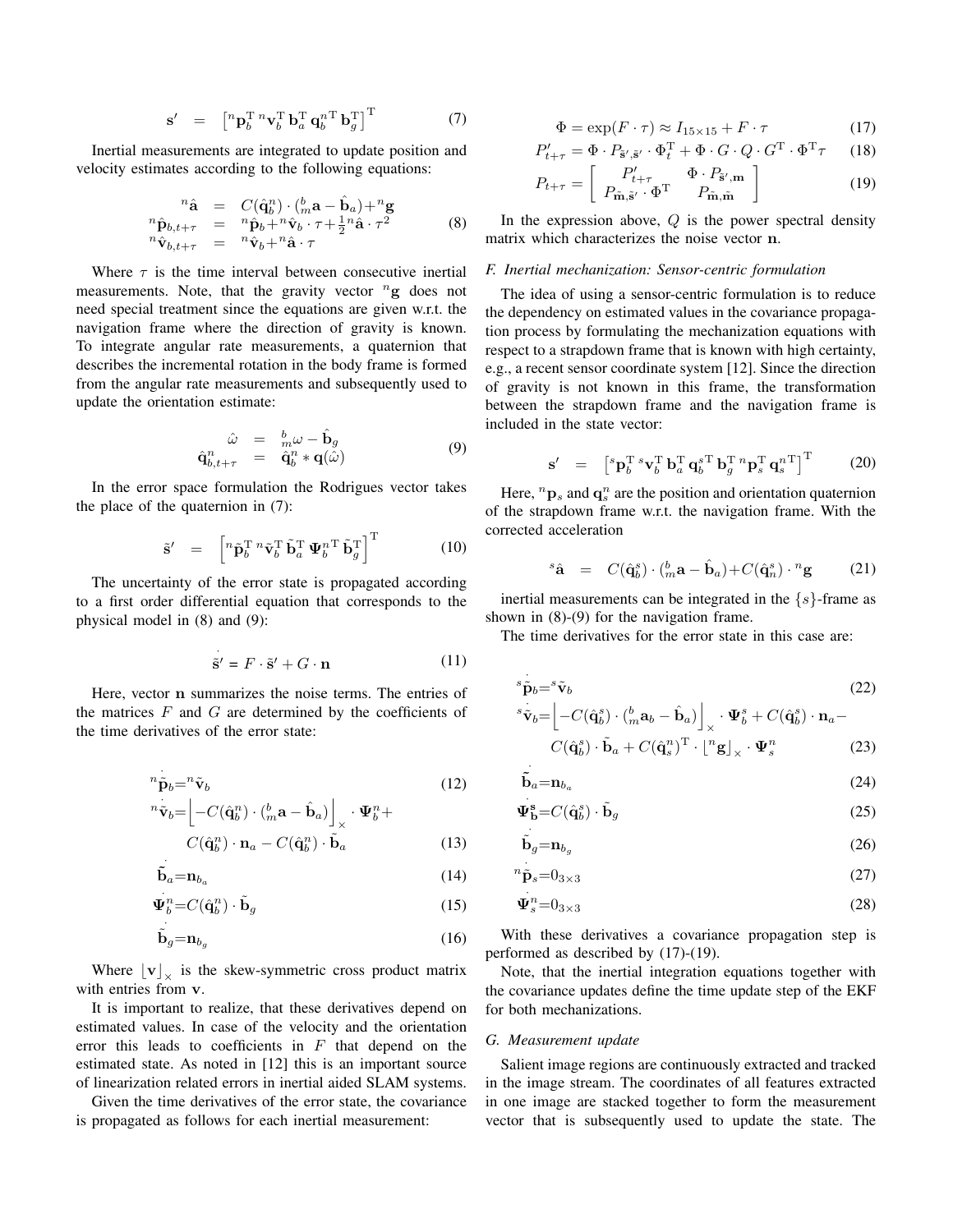$$\mathbf{s}' \quad = \quad \left[ {}^n\mathbf{p}_b^{\mathrm{T}} \, {}^n\mathbf{v}_b^{\mathrm{T}} \, \mathbf{b}_a^{\mathrm{T}} \, \mathbf{q}_b^{n\,\mathrm{T}} \, \mathbf{b}_g^{\mathrm{T}} \right]^{\mathrm{T}} \tag{7}$$

Inertial measurements are integrated to update position and velocity estimates according to the following equations:

$$\begin{aligned} {}^n\hat{\mathbf{a}} &= C(\hat{\mathbf{q}}_b^n) \cdot ({}_m^b\mathbf{a} - \hat{\mathbf{b}}_a) + {}^n\mathbf{g} \\ {}^n\hat{\mathbf{p}}_{b,t+\tau} &= {}^n\hat{\mathbf{p}}_b + {}^n\hat{\mathbf{v}}_b \cdot \tau + \tfrac{1}{2} {}^n\hat{\mathbf{a}} \cdot \tau^2 \\ {}^n\hat{\mathbf{v}}_{b,t+\tau} &= {}^n\hat{\mathbf{v}}_b + {}^n\hat{\mathbf{a}} \cdot \tau \end{aligned} \tag{8}$$

Where $\tau$ is the time interval between consecutive inertial measurements. Note, that the gravity vector ${}^n\mathbf{g}$ does not need special treatment since the equations are given w.r.t. the navigation frame where the direction of gravity is known. To integrate angular rate measurements, a quaternion that describes the incremental rotation in the body frame is formed from the angular rate measurements and subsequently used to update the orientation estimate:

$$\begin{aligned} \hat{\omega} &= {}_m^b\omega - \hat{\mathbf{b}}_g \\ \hat{\mathbf{q}}_{b,t+\tau}^n &= \hat{\mathbf{q}}_b^n * \mathbf{q}(\hat{\omega}) \end{aligned} \tag{9}$$

In the error space formulation the Rodrigues vector takes the place of the quaternion in (7):

$$\tilde{\mathbf{s}}' \quad = \quad \left[ {}^n\tilde{\mathbf{p}}_b^{\mathrm{T}} \, {}^n\tilde{\mathbf{v}}_b^{\mathrm{T}} \, \tilde{\mathbf{b}}_a^{\mathrm{T}} \, \mathbf{\Psi}_b^{n\,\mathrm{T}} \, \tilde{\mathbf{b}}_g^{\mathrm{T}} \right]^{\mathrm{T}} \tag{10}$$

The uncertainty of the error state is propagated according to a first order differential equation that corresponds to the physical model in (8) and (9):

$$\dot{\tilde{\mathbf{s}}}' = F \cdot \tilde{\mathbf{s}}' + G \cdot \mathbf{n} \tag{11}$$

Here, vector $\mathbf{n}$ summarizes the noise terms. The entries of the matrices $F$ and $G$ are determined by the coefficients of the time derivatives of the error state:

$$ {}^n\dot{\tilde{\mathbf{p}}}_b = {}^n\tilde{\mathbf{v}}_b \tag{12}$$

$$ {}^n\dot{\tilde{\mathbf{v}}}_b = \left\lfloor -C(\hat{\mathbf{q}}_b^n) \cdot ({}_m^b\mathbf{a} - \hat{\mathbf{b}}_a) \right\rfloor_\times \cdot \mathbf{\Psi}_b^n + C(\hat{\mathbf{q}}_b^n) \cdot \mathbf{n}_a - C(\hat{\mathbf{q}}_b^n) \cdot \tilde{\mathbf{b}}_a \tag{13}$$

$$ \dot{\tilde{\mathbf{b}}}_a = \mathbf{n}_{b_a} \tag{14}$$

$$ \dot{\mathbf{\Psi}}_b^n = C(\hat{\mathbf{q}}_b^n) \cdot \tilde{\mathbf{b}}_g \tag{15}$$

$$ \dot{\tilde{\mathbf{b}}}_g = \mathbf{n}_{b_g} \tag{16}$$

Where $\lfloor \mathbf{v} \rfloor_\times$ is the skew-symmetric cross product matrix with entries from $\mathbf{v}$.

It is important to realize, that these derivatives depend on estimated values. In case of the velocity and the orientation error this leads to coefficients in $F$ that depend on the estimated state. As noted in [12] this is an important source of linearization related errors in inertial aided SLAM systems.

Given the time derivatives of the error state, the covariance is propagated as follows for each inertial measurement:

$$\Phi = \exp(F \cdot \tau) \approx I_{15\times15} + F \cdot \tau \tag{17}$$

$$P'_{t+\tau} = \Phi \cdot P_{\tilde{\mathbf{s}}',\tilde{\mathbf{s}}'} \cdot \Phi_t^{\mathrm{T}} + \Phi \cdot G \cdot Q \cdot G^{\mathrm{T}} \cdot \Phi^{\mathrm{T}} \tau \tag{18}$$

$$P_{t+\tau} = \begin{bmatrix} P'_{t+\tau} & \Phi \cdot P_{\tilde{\mathbf{s}}',\mathbf{m}} \\ P_{\tilde{\mathbf{m}},\tilde{\mathbf{s}}'} \cdot \Phi^{\mathrm{T}} & P_{\tilde{\mathbf{m}},\tilde{\mathbf{m}}} \end{bmatrix} \tag{19}$$

In the expression above, $Q$ is the power spectral density matrix which characterizes the noise vector $\mathbf{n}$.

### F. Inertial mechanization: Sensor-centric formulation

The idea of using a sensor-centric formulation is to reduce the dependency on estimated values in the covariance propagation process by formulating the mechanization equations with respect to a strapdown frame that is known with high certainty, e.g., a recent sensor coordinate system [12]. Since the direction of gravity is not known in this frame, the transformation between the strapdown frame and the navigation frame is included in the state vector:

$$\mathbf{s}' \quad = \quad \left[ {}^s\mathbf{p}_b^{\mathrm{T}} \, {}^s\mathbf{v}_b^{\mathrm{T}} \, \mathbf{b}_a^{\mathrm{T}} \, \mathbf{q}_b^{s\,\mathrm{T}} \, \mathbf{b}_g^{\mathrm{T}} \, {}^n\mathbf{p}_s^{\mathrm{T}} \, \mathbf{q}_s^{n\,\mathrm{T}} \right]^{\mathrm{T}} \tag{20}$$

Here, ${}^n\mathbf{p}_s$ and $\mathbf{q}_s^n$ are the position and orientation quaternion of the strapdown frame w.r.t. the navigation frame. With the corrected acceleration

$${}^s\hat{\mathbf{a}} \quad = \quad C(\hat{\mathbf{q}}_b^s) \cdot ({}_m^b\mathbf{a} - \hat{\mathbf{b}}_a) + C(\hat{\mathbf{q}}_n^s) \cdot {}^n\mathbf{g} \tag{21}$$

inertial measurements can be integrated in the $\{s\}$-frame as shown in (8)-(9) for the navigation frame.

The time derivatives for the error state in this case are:

$$ {}^s\dot{\tilde{\mathbf{p}}}_b = {}^s\tilde{\mathbf{v}}_b \tag{22}$$

$$ {}^s\dot{\tilde{\mathbf{v}}}_b = \left\lfloor -C(\hat{\mathbf{q}}_b^s) \cdot ({}_m^b\mathbf{a}_b - \hat{\mathbf{b}}_a) \right\rfloor_\times \cdot \mathbf{\Psi}_b^s + C(\hat{\mathbf{q}}_b^s) \cdot \mathbf{n}_a - C(\hat{\mathbf{q}}_b^s) \cdot \tilde{\mathbf{b}}_a + C(\hat{\mathbf{q}}_s^n)^{\mathrm{T}} \cdot \lfloor {}^n\mathbf{g} \rfloor_\times \cdot \mathbf{\Psi}_s^n \tag{23}$$

$$ \dot{\tilde{\mathbf{b}}}_a = \mathbf{n}_{b_a} \tag{24}$$

$$ \dot{\mathbf{\Psi}}_{\mathbf{b}}^{\mathbf{s}} = C(\hat{\mathbf{q}}_b^s) \cdot \tilde{\mathbf{b}}_g \tag{25}$$

$$ \dot{\tilde{\mathbf{b}}}_g = \mathbf{n}_{b_g} \tag{26}$$

$$ {}^n\dot{\tilde{\mathbf{p}}}_s = 0_{3\times3} \tag{27}$$

$$ \dot{\mathbf{\Psi}}_s^n = 0_{3\times3} \tag{28}$$

With these derivatives a covariance propagation step is performed as described by (17)-(19).

Note, that the inertial integration equations together with the covariance updates define the time update step of the EKF for both mechanizations.

### G. Measurement update

Salient image regions are continuously extracted and tracked in the image stream. The coordinates of all features extracted in one image are stacked together to form the measurement vector that is subsequently used to update the state. The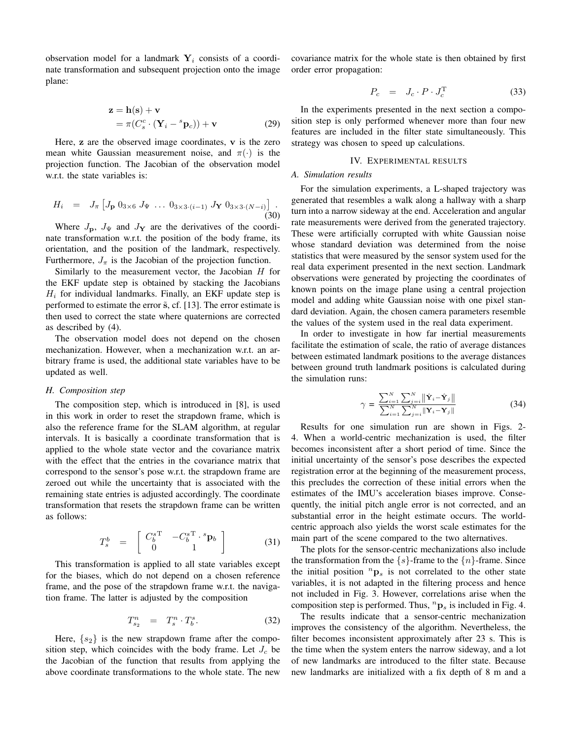observation model for a landmark $\mathbf{Y}_i$ consists of a coordinate transformation and subsequent projection onto the image plane:

$$\begin{aligned}\mathbf{z} &= \mathbf{h}(\mathbf{s}) + \mathbf{v} \\ &= \pi(C_s^c \cdot (\mathbf{Y}_i - {}^s\mathbf{p}_c)) + \mathbf{v}\end{aligned} \tag{29}$$

Here, $\mathbf{z}$ are the observed image coordinates, $\mathbf{v}$ is the zero mean white Gaussian measurement noise, and $\pi(\cdot)$ is the projection function. The Jacobian of the observation model w.r.t. the state variables is:

$$H_i \quad = \quad J_\pi \left[ J_\mathbf{p} \; 0_{3\times 6} \; J_\Psi \; \ldots \; 0_{3\times 3\cdot(i-1)} \; J_\mathbf{Y} \; 0_{3\times 3\cdot(N-i)} \right] . \tag{30}$$

Where $J_\mathbf{p}$, $J_\Psi$ and $J_\mathbf{Y}$ are the derivatives of the coordinate transformation w.r.t. the position of the body frame, its orientation, and the position of the landmark, respectively. Furthermore, $J_\pi$ is the Jacobian of the projection function.

Similarly to the measurement vector, the Jacobian $H$ for the EKF update step is obtained by stacking the Jacobians $H_i$ for individual landmarks. Finally, an EKF update step is performed to estimate the error $\tilde{\mathbf{s}}$, cf. [13]. The error estimate is then used to correct the state where quaternions are corrected as described by (4).

The observation model does not depend on the chosen mechanization. However, when a mechanization w.r.t. an arbitrary frame is used, the additional state variables have to be updated as well.

### *H. Composition step*

The composition step, which is introduced in [8], is used in this work in order to reset the strapdown frame, which is also the reference frame for the SLAM algorithm, at regular intervals. It is basically a coordinate transformation that is applied to the whole state vector and the covariance matrix with the effect that the entries in the covariance matrix that correspond to the sensor's pose w.r.t. the strapdown frame are zeroed out while the uncertainty that is associated with the remaining state entries is adjusted accordingly. The coordinate transformation that resets the strapdown frame can be written as follows:

$$T_s^b \quad = \quad \begin{bmatrix} C_b^{s\,\mathrm{T}} & -C_b^{s\,\mathrm{T}} \cdot {}^s\mathbf{p}_b \\ 0 & 1 \end{bmatrix} \tag{31}$$

This transformation is applied to all state variables except for the biases, which do not depend on a chosen reference frame, and the pose of the strapdown frame w.r.t. the navigation frame. The latter is adjusted by the composition

$$T_{s_2}^n \quad = \quad T_s^n \cdot T_b^s . \tag{32}$$

Here, $\{s_2\}$ is the new strapdown frame after the composition step, which coincides with the body frame. Let $J_c$ be the Jacobian of the function that results from applying the above coordinate transformations to the whole state. The new covariance matrix for the whole state is then obtained by first order error propagation:

$$P_c \quad = \quad J_c \cdot P \cdot J_c^\mathrm{T} \tag{33}$$

In the experiments presented in the next section a composition step is only performed whenever more than four new features are included in the filter state simultaneously. This strategy was chosen to speed up calculations.

## IV. Experimental results

### *A. Simulation results*

For the simulation experiments, a L-shaped trajectory was generated that resembles a walk along a hallway with a sharp turn into a narrow sideway at the end. Acceleration and angular rate measurements were derived from the generated trajectory. These were artificially corrupted with white Gaussian noise whose standard deviation was determined from the noise statistics that were measured by the sensor system used for the real data experiment presented in the next section. Landmark observations were generated by projecting the coordinates of known points on the image plane using a central projection model and adding white Gaussian noise with one pixel standard deviation. Again, the chosen camera parameters resemble the values of the system used in the real data experiment.

In order to investigate in how far inertial measurements facilitate the estimation of scale, the ratio of average distances between estimated landmark positions to the average distances between ground truth landmark positions is calculated during the simulation runs:

$$\gamma = \frac{\sum_{i=1}^{N} \sum_{j=i}^{N} \|\hat{\mathbf{Y}}_i - \hat{\mathbf{Y}}_j\|}{\sum_{i=1}^{N} \sum_{j=i}^{N} \|\mathbf{Y}_i - \mathbf{Y}_j\|} \tag{34}$$

Results for one simulation run are shown in Figs. 2-4. When a world-centric mechanization is used, the filter becomes inconsistent after a short period of time. Since the initial uncertainty of the sensor's pose describes the expected registration error at the beginning of the measurement process, this precludes the correction of these initial errors when the estimates of the IMU's acceleration biases improve. Consequently, the initial pitch angle error is not corrected, and an substantial error in the height estimate occurs. The world-centric approach also yields the worst scale estimates for the main part of the scene compared to the two alternatives.

The plots for the sensor-centric mechanizations also include the transformation from the $\{s\}$-frame to the $\{n\}$-frame. Since the initial position ${}^n\mathbf{p}_s$ is not correlated to the other state variables, it is not adapted in the filtering process and hence not included in Fig. 3. However, correlations arise when the composition step is performed. Thus, ${}^n\mathbf{p}_s$ is included in Fig. 4.

The results indicate that a sensor-centric mechanization improves the consistency of the algorithm. Nevertheless, the filter becomes inconsistent approximately after 23 s. This is the time when the system enters the narrow sideway, and a lot of new landmarks are introduced to the filter state. Because new landmarks are initialized with a fix depth of 8 m and a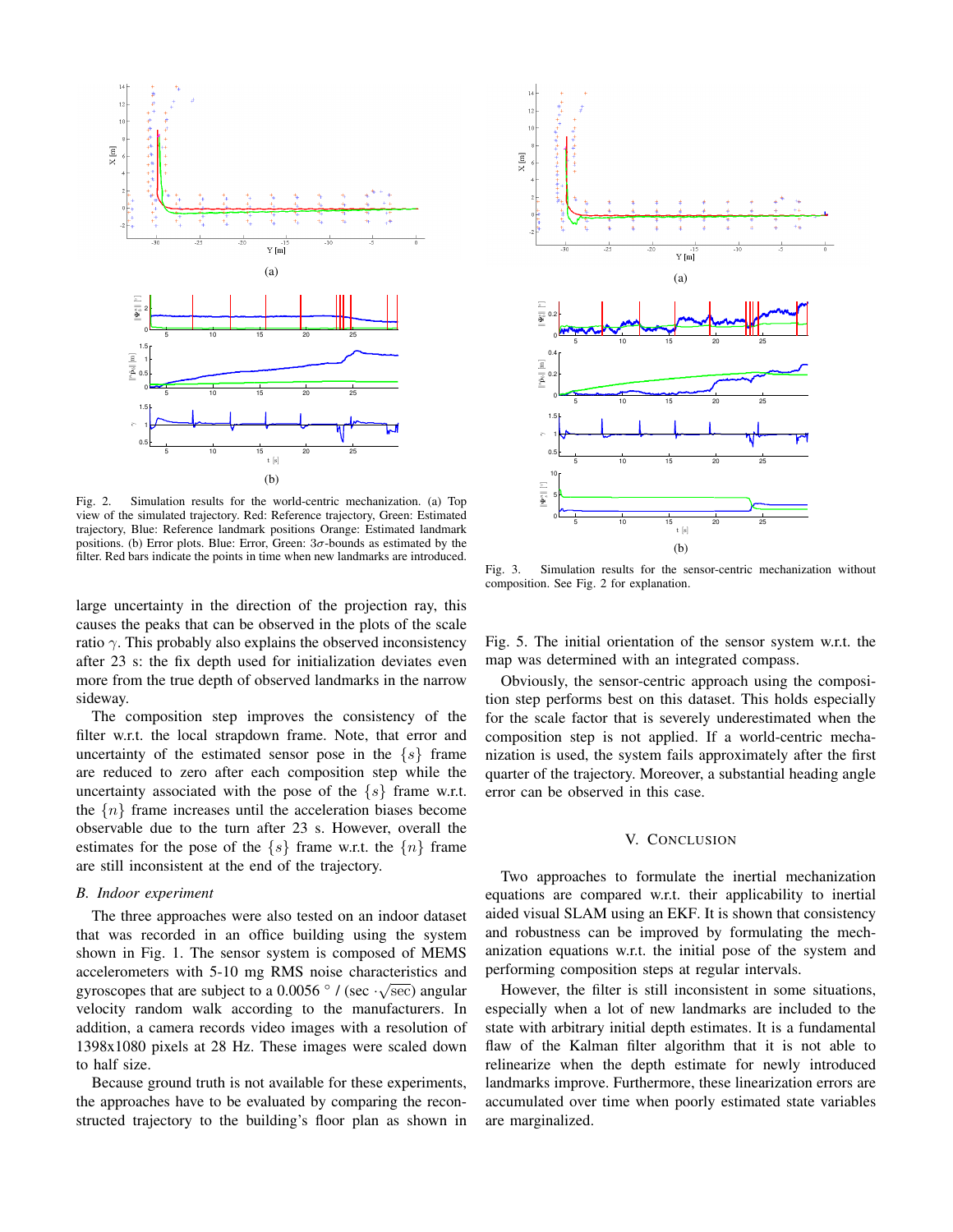Fig. 2. Simulation results for the world-centric mechanization. (a) Top view of the simulated trajectory. Red: Reference trajectory, Green: Estimated trajectory, Blue: Reference landmark positions Orange: Estimated landmark positions. (b) Error plots. Blue: Error, Green: $3\sigma$-bounds as estimated by the filter. Red bars indicate the points in time when new landmarks are introduced.

Fig. 3. Simulation results for the sensor-centric mechanization without composition. See Fig. 2 for explanation.

large uncertainty in the direction of the projection ray, this causes the peaks that can be observed in the plots of the scale ratio $\gamma$. This probably also explains the observed inconsistency after 23 s: the fix depth used for initialization deviates even more from the true depth of observed landmarks in the narrow sideway.

The composition step improves the consistency of the filter w.r.t. the local strapdown frame. Note, that error and uncertainty of the estimated sensor pose in the $\{s\}$ frame are reduced to zero after each composition step while the uncertainty associated with the pose of the $\{s\}$ frame w.r.t. the $\{n\}$ frame increases until the acceleration biases become observable due to the turn after 23 s. However, overall the estimates for the pose of the $\{s\}$ frame w.r.t. the $\{n\}$ frame are still inconsistent at the end of the trajectory.

### B. Indoor experiment

The three approaches were also tested on an indoor dataset that was recorded in an office building using the system shown in Fig. 1. The sensor system is composed of MEMS accelerometers with 5-10 mg RMS noise characteristics and gyroscopes that are subject to a 0.0056 $^\circ$ / (sec $\cdot\sqrt{\text{sec}}$) angular velocity random walk according to the manufacturers. In addition, a camera records video images with a resolution of 1398x1080 pixels at 28 Hz. These images were scaled down to half size.

Because ground truth is not available for these experiments, the approaches have to be evaluated by comparing the reconstructed trajectory to the building's floor plan as shown in Fig. 5. The initial orientation of the sensor system w.r.t. the map was determined with an integrated compass.

Obviously, the sensor-centric approach using the composition step performs best on this dataset. This holds especially for the scale factor that is severely underestimated when the composition step is not applied. If a world-centric mechanization is used, the system fails approximately after the first quarter of the trajectory. Moreover, a substantial heading angle error can be observed in this case.

## V. Conclusion

Two approaches to formulate the inertial mechanization equations are compared w.r.t. their applicability to inertial aided visual SLAM using an EKF. It is shown that consistency and robustness can be improved by formulating the mechanization equations w.r.t. the initial pose of the system and performing composition steps at regular intervals.

However, the filter is still inconsistent in some situations, especially when a lot of new landmarks are included to the state with arbitrary initial depth estimates. It is a fundamental flaw of the Kalman filter algorithm that it is not able to relinearize when the depth estimate for newly introduced landmarks improve. Furthermore, these linearization errors are accumulated over time when poorly estimated state variables are marginalized.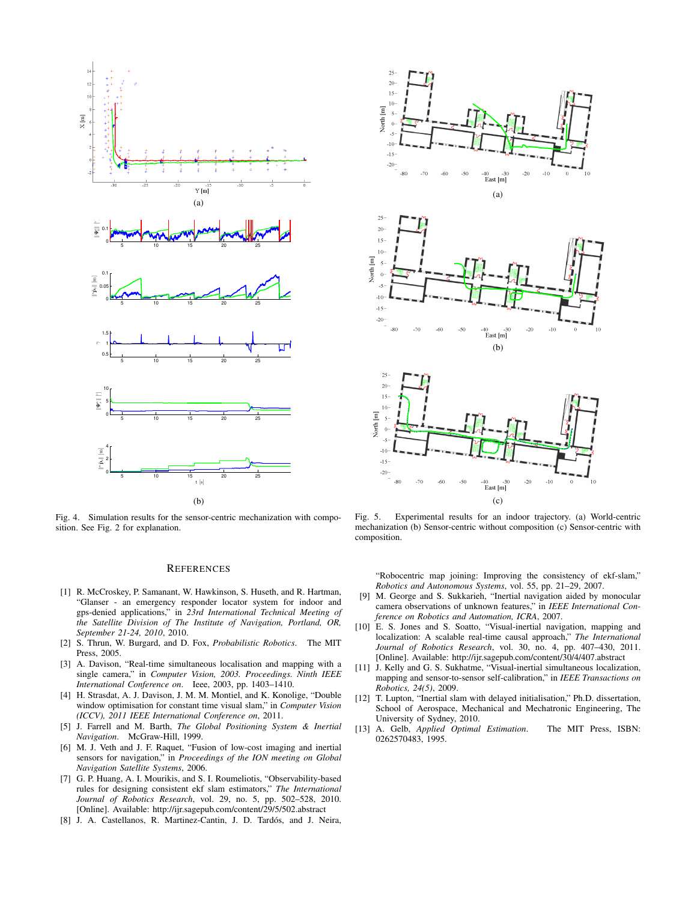(a)

(b)

Fig. 4. Simulation results for the sensor-centric mechanization with composition. See Fig. 2 for explanation.

(a)

(b)

(c)

Fig. 5. Experimental results for an indoor trajectory. (a) World-centric mechanization (b) Sensor-centric without composition (c) Sensor-centric with composition.

## References

[1] R. McCroskey, P. Samanant, W. Hawkinson, S. Huseth, and R. Hartman, "Glanser - an emergency responder locator system for indoor and gps-denied applications," in *23rd International Technical Meeting of the Satellite Division of The Institute of Navigation, Portland, OR, September 21-24, 2010*, 2010.

[2] S. Thrun, W. Burgard, and D. Fox, *Probabilistic Robotics*. The MIT Press, 2005.

[3] A. Davison, "Real-time simultaneous localisation and mapping with a single camera," in *Computer Vision, 2003. Proceedings. Ninth IEEE International Conference on*. Ieee, 2003, pp. 1403–1410.

[4] H. Strasdat, A. J. Davison, J. M. M. Montiel, and K. Konolige, "Double window optimisation for constant time visual slam," in *Computer Vision (ICCV), 2011 IEEE International Conference on*, 2011.

[5] J. Farrell and M. Barth, *The Global Positioning System & Inertial Navigation*. McGraw-Hill, 1999.

[6] M. J. Veth and J. F. Raquet, "Fusion of low-cost imaging and inertial sensors for navigation," in *Proceedings of the ION meeting on Global Navigation Satellite Systems*, 2006.

[7] G. P. Huang, A. I. Mourikis, and S. I. Roumeliotis, "Observability-based rules for designing consistent ekf slam estimators," *The International Journal of Robotics Research*, vol. 29, no. 5, pp. 502–528, 2010. [Online]. Available: http://ijr.sagepub.com/content/29/5/502.abstract

[8] J. A. Castellanos, R. Martinez-Cantin, J. D. Tardós, and J. Neira, "Robocentric map joining: Improving the consistency of ekf-slam," *Robotics and Autonomous Systems*, vol. 55, pp. 21–29, 2007.

[9] M. George and S. Sukkarieh, "Inertial navigation aided by monocular camera observations of unknown features," in *IEEE International Conference on Robotics and Automation, ICRA*, 2007.

[10] E. S. Jones and S. Soatto, "Visual-inertial navigation, mapping and localization: A scalable real-time causal approach," *The International Journal of Robotics Research*, vol. 30, no. 4, pp. 407–430, 2011. [Online]. Available: http://ijr.sagepub.com/content/30/4/407.abstract

[11] J. Kelly and G. S. Sukhatme, "Visual-inertial simultaneous localization, mapping and sensor-to-sensor self-calibration," in *IEEE Transactions on Robotics, 24(5)*, 2009.

[12] T. Lupton, "Inertial slam with delayed initialisation," Ph.D. dissertation, School of Aerospace, Mechanical and Mechatronic Engineering, The University of Sydney, 2010.

[13] A. Gelb, *Applied Optimal Estimation*. The MIT Press, ISBN: 0262570483, 1995.